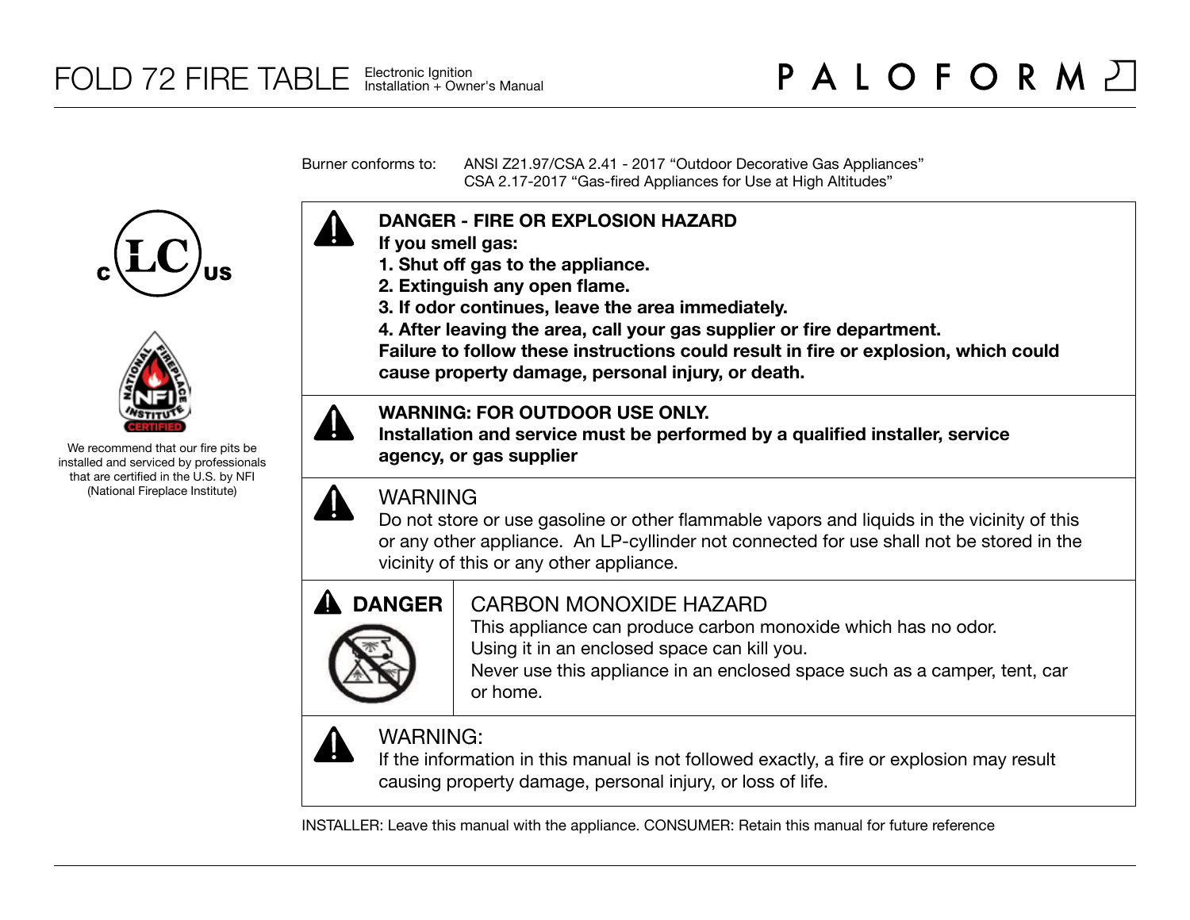# FOLD 72 FIRE TABLE

Electronic Ignition
Installation + Owner's Manual

PALOFORM

Burner conforms to: ANSI Z21.97/CSA 2.41 - 2017 "Outdoor Decorative Gas Appliances"
CSA 2.17-2017 "Gas-fired Appliances for Use at High Altitudes"

We recommend that our fire pits be installed and serviced by professionals that are certified in the U.S. by NFI (National Fireplace Institute)

**DANGER - FIRE OR EXPLOSION HAZARD**
**If you smell gas:**
**1. Shut off gas to the appliance.**
**2. Extinguish any open flame.**
**3. If odor continues, leave the area immediately.**
**4. After leaving the area, call your gas supplier or fire department.**
**Failure to follow these instructions could result in fire or explosion, which could cause property damage, personal injury, or death.**

**WARNING: FOR OUTDOOR USE ONLY.**
**Installation and service must be performed by a qualified installer, service agency, or gas supplier**

WARNING
Do not store or use gasoline or other flammable vapors and liquids in the vicinity of this or any other appliance. An LP-cyllinder not connected for use shall not be stored in the vicinity of this or any other appliance.

**DANGER**

CARBON MONOXIDE HAZARD
This appliance can produce carbon monoxide which has no odor.
Using it in an enclosed space can kill you.
Never use this appliance in an enclosed space such as a camper, tent, car or home.

WARNING:
If the information in this manual is not followed exactly, a fire or explosion may result causing property damage, personal injury, or loss of life.

INSTALLER: Leave this manual with the appliance. CONSUMER: Retain this manual for future reference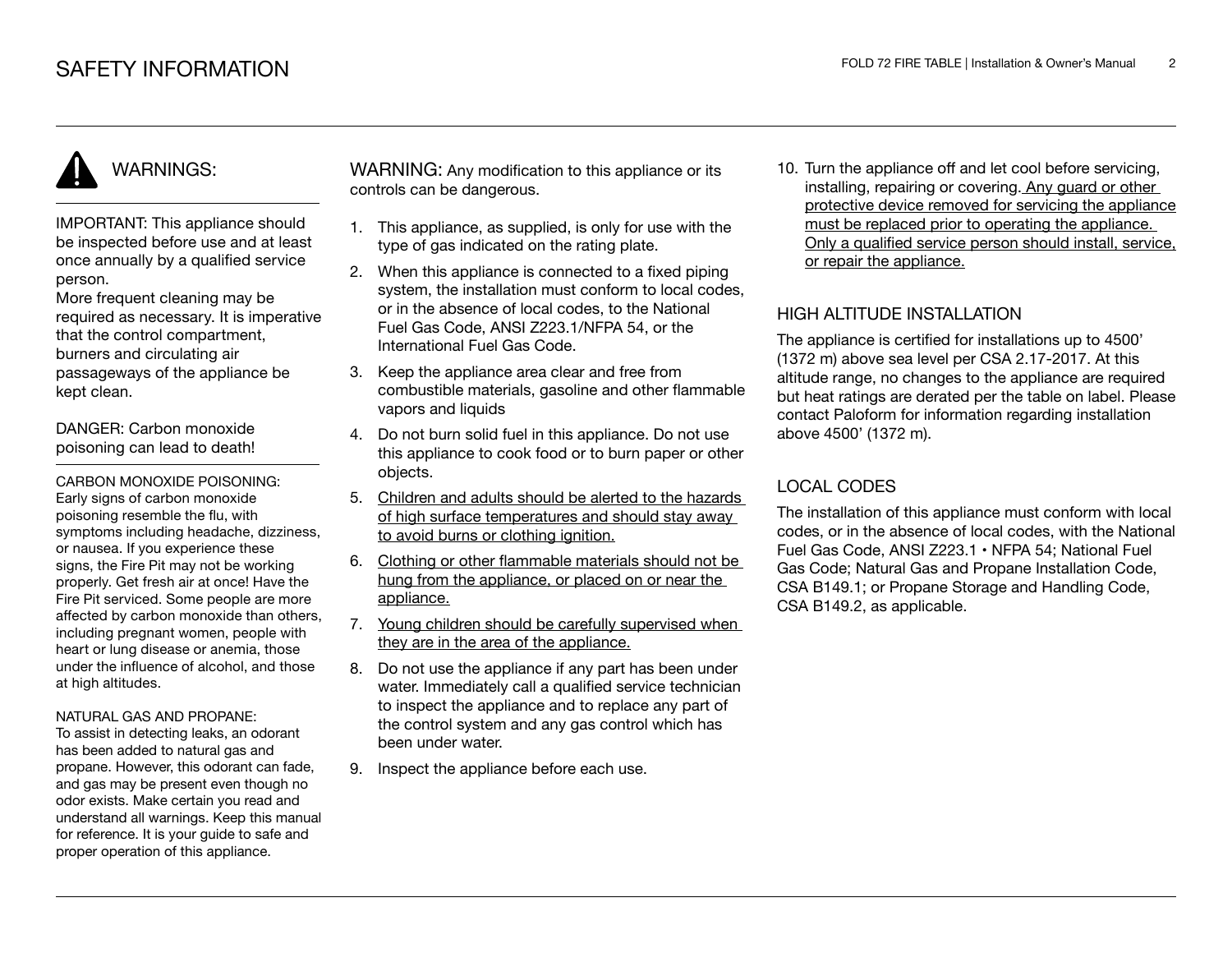# SAFETY INFORMATION

## WARNINGS:

IMPORTANT: This appliance should be inspected before use and at least once annually by a qualified service person.
More frequent cleaning may be required as necessary. It is imperative that the control compartment, burners and circulating air passageways of the appliance be kept clean.

DANGER: Carbon monoxide poisoning can lead to death!

CARBON MONOXIDE POISONING:
Early signs of carbon monoxide poisoning resemble the flu, with symptoms including headache, dizziness, or nausea. If you experience these signs, the Fire Pit may not be working properly. Get fresh air at once! Have the Fire Pit serviced. Some people are more affected by carbon monoxide than others, including pregnant women, people with heart or lung disease or anemia, those under the influence of alcohol, and those at high altitudes.

NATURAL GAS AND PROPANE:
To assist in detecting leaks, an odorant has been added to natural gas and propane. However, this odorant can fade, and gas may be present even though no odor exists. Make certain you read and understand all warnings. Keep this manual for reference. It is your guide to safe and proper operation of this appliance.

WARNING: Any modification to this appliance or its controls can be dangerous.

1. This appliance, as supplied, is only for use with the type of gas indicated on the rating plate.
2. When this appliance is connected to a fixed piping system, the installation must conform to local codes, or in the absence of local codes, to the National Fuel Gas Code, ANSI Z223.1/NFPA 54, or the International Fuel Gas Code.
3. Keep the appliance area clear and free from combustible materials, gasoline and other flammable vapors and liquids
4. Do not burn solid fuel in this appliance. Do not use this appliance to cook food or to burn paper or other objects.
5. <u>Children and adults should be alerted to the hazards of high surface temperatures and should stay away to avoid burns or clothing ignition.</u>
6. <u>Clothing or other flammable materials should not be hung from the appliance, or placed on or near the appliance.</u>
7. <u>Young children should be carefully supervised when they are in the area of the appliance.</u>
8. Do not use the appliance if any part has been under water. Immediately call a qualified service technician to inspect the appliance and to replace any part of the control system and any gas control which has been under water.
9. Inspect the appliance before each use.
10. Turn the appliance off and let cool before servicing, installing, repairing or covering. <u>Any guard or other protective device removed for servicing the appliance must be replaced prior to operating the appliance. Only a qualified service person should install, service, or repair the appliance.</u>

## HIGH ALTITUDE INSTALLATION

The appliance is certified for installations up to 4500' (1372 m) above sea level per CSA 2.17-2017. At this altitude range, no changes to the appliance are required but heat ratings are derated per the table on label. Please contact Paloform for information regarding installation above 4500' (1372 m).

## LOCAL CODES

The installation of this appliance must conform with local codes, or in the absence of local codes, with the National Fuel Gas Code, ANSI Z223.1 • NFPA 54; National Fuel Gas Code; Natural Gas and Propane Installation Code, CSA B149.1; or Propane Storage and Handling Code, CSA B149.2, as applicable.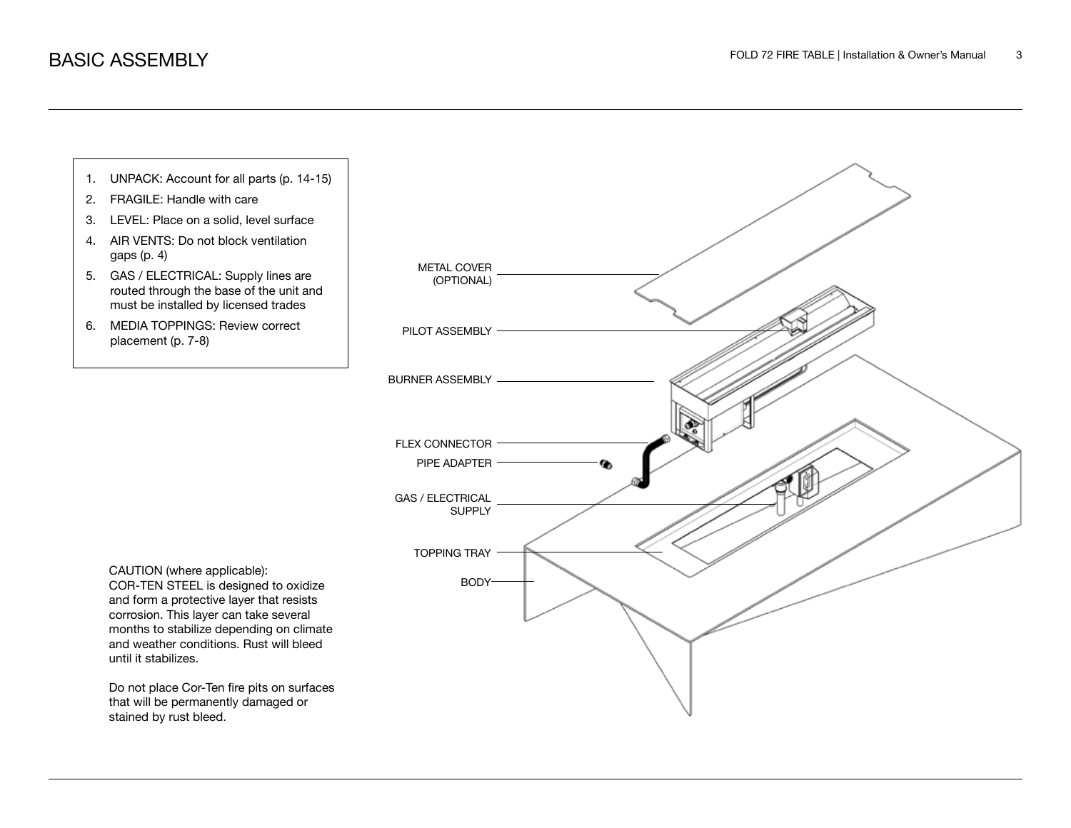# BASIC ASSEMBLY

1. UNPACK: Account for all parts (p. 14-15)
2. FRAGILE: Handle with care
3. LEVEL: Place on a solid, level surface
4. AIR VENTS: Do not block ventilation gaps (p. 4)
5. GAS / ELECTRICAL: Supply lines are routed through the base of the unit and must be installed by licensed trades
6. MEDIA TOPPINGS: Review correct placement (p. 7-8)

METAL COVER (OPTIONAL)

PILOT ASSEMBLY

BURNER ASSEMBLY

FLEX CONNECTOR

PIPE ADAPTER

GAS / ELECTRICAL SUPPLY

TOPPING TRAY

BODY

CAUTION (where applicable):
COR-TEN STEEL is designed to oxidize and form a protective layer that resists corrosion. This layer can take several months to stabilize depending on climate and weather conditions. Rust will bleed until it stabilizes.

Do not place Cor-Ten fire pits on surfaces that will be permanently damaged or stained by rust bleed.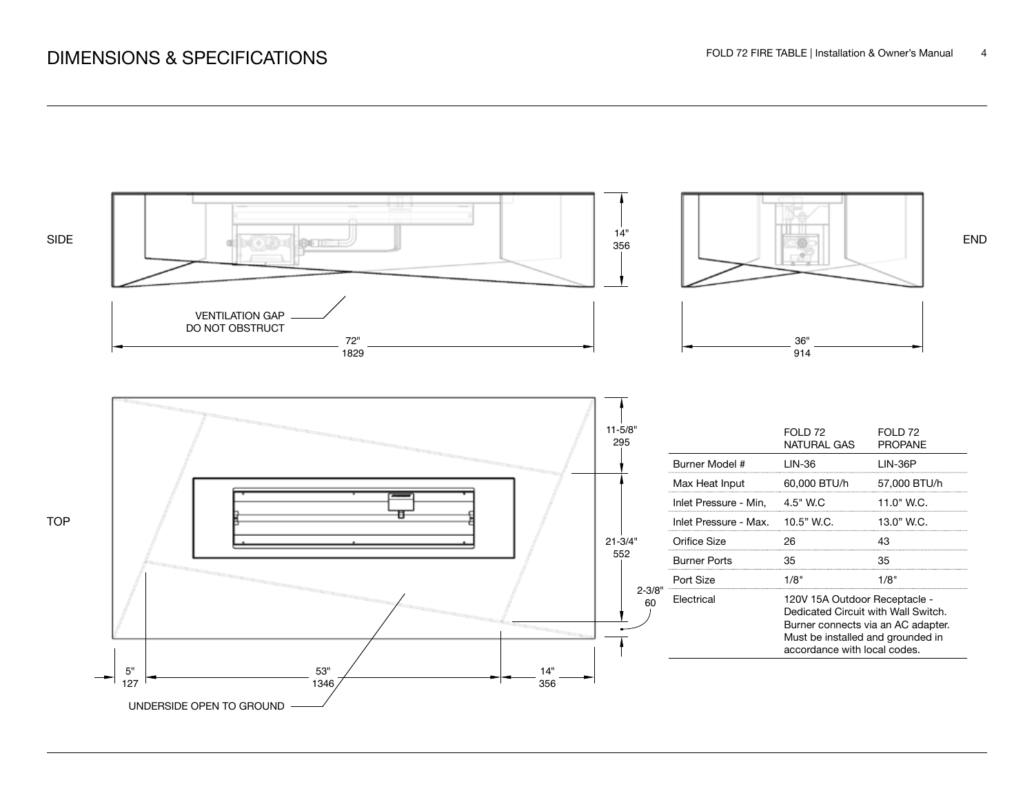# DIMENSIONS & SPECIFICATIONS

SIDE

END

14"
356

VENTILATION GAP
DO NOT OBSTRUCT

72"
1829

36"
914

TOP

11-5/8"
295

21-3/4"
552

2-3/8"
60

5"
127

53"
1346

14"
356

UNDERSIDE OPEN TO GROUND

| | FOLD 72 NATURAL GAS | FOLD 72 PROPANE |
|---|---|---|
| Burner Model # | LIN-36 | LIN-36P |
| Max Heat Input | 60,000 BTU/h | 57,000 BTU/h |
| Inlet Pressure - Min, | 4.5" W.C | 11.0" W.C. |
| Inlet Pressure - Max. | 10.5" W.C. | 13.0" W.C. |
| Orifice Size | 26 | 43 |
| Burner Ports | 35 | 35 |
| Port Size | 1/8" | 1/8" |
| Electrical | 120V 15A Outdoor Receptacle - Dedicated Circuit with Wall Switch. Burner connects via an AC adapter. Must be installed and grounded in accordance with local codes. | |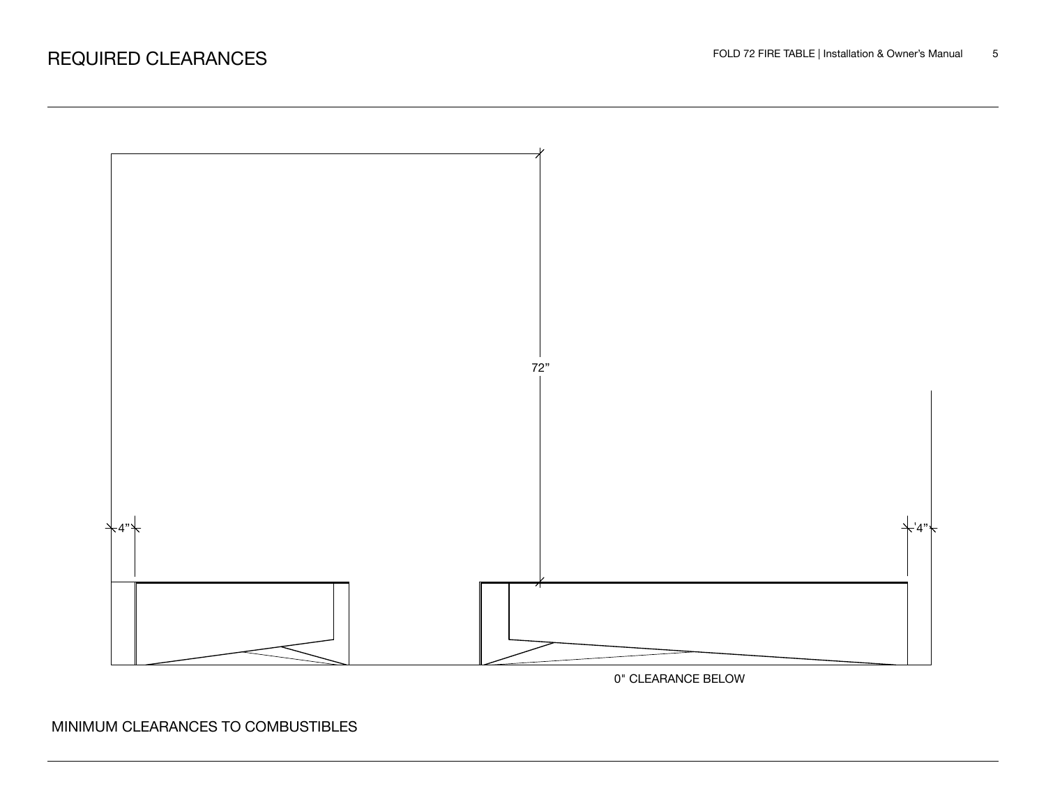# REQUIRED CLEARANCES

72”

4”

4”

0" CLEARANCE BELOW

MINIMUM CLEARANCES TO COMBUSTIBLES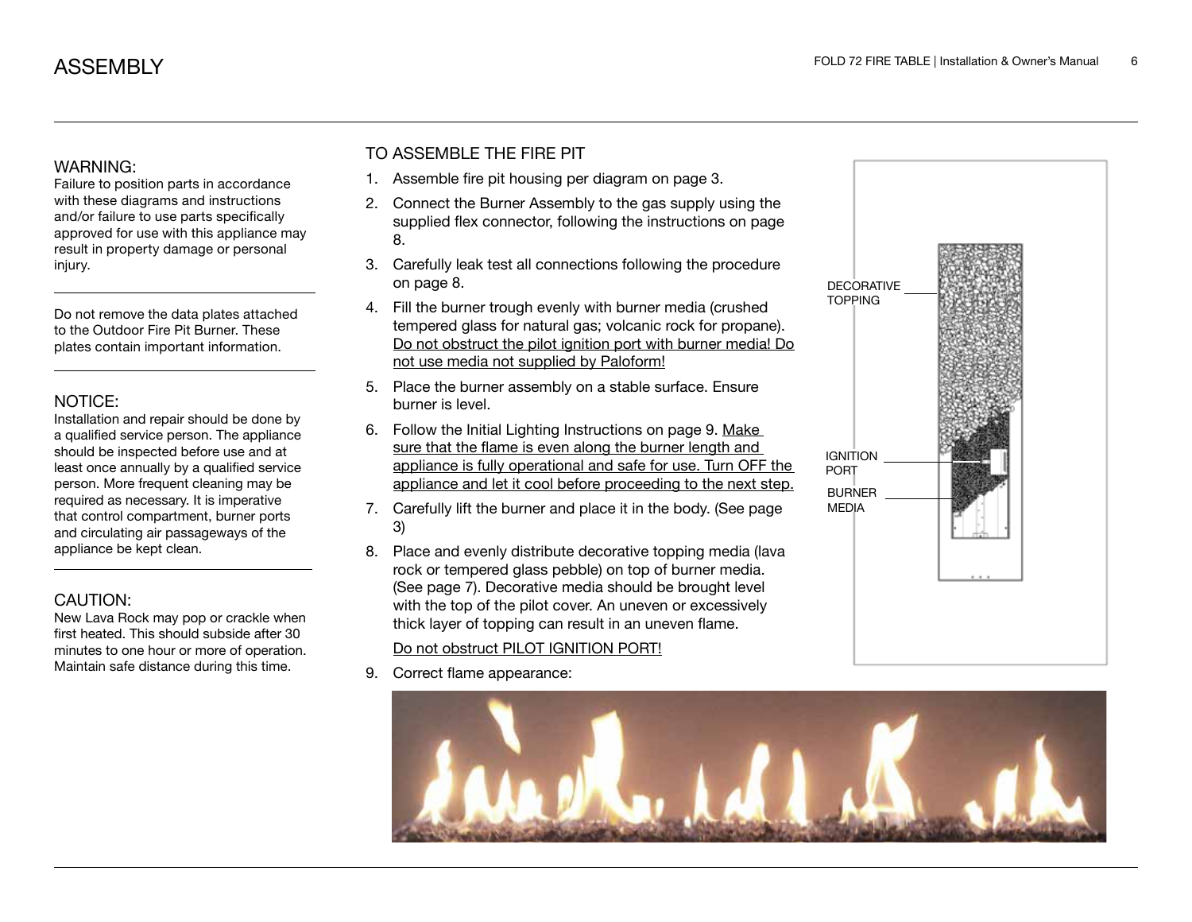# ASSEMBLY

### WARNING:

Failure to position parts in accordance with these diagrams and instructions and/or failure to use parts specifically approved for use with this appliance may result in property damage or personal injury.

---

Do not remove the data plates attached to the Outdoor Fire Pit Burner. These plates contain important information.

---

### NOTICE:

Installation and repair should be done by a qualified service person. The appliance should be inspected before use and at least once annually by a qualified service person. More frequent cleaning may be required as necessary. It is imperative that control compartment, burner ports and circulating air passageways of the appliance be kept clean.

---

### CAUTION:

New Lava Rock may pop or crackle when first heated. This should subside after 30 minutes to one hour or more of operation. Maintain safe distance during this time.

## TO ASSEMBLE THE FIRE PIT

1. Assemble fire pit housing per diagram on page 3.
2. Connect the Burner Assembly to the gas supply using the supplied flex connector, following the instructions on page 8.
3. Carefully leak test all connections following the procedure on page 8.
4. Fill the burner trough evenly with burner media (crushed tempered glass for natural gas; volcanic rock for propane). <u>Do not obstruct the pilot ignition port with burner media! Do not use media not supplied by Paloform!</u>
5. Place the burner assembly on a stable surface. Ensure burner is level.
6. Follow the Initial Lighting Instructions on page 9. <u>Make sure that the flame is even along the burner length and appliance is fully operational and safe for use. Turn OFF the appliance and let it cool before proceeding to the next step.</u>
7. Carefully lift the burner and place it in the body. (See page 3)
8. Place and evenly distribute decorative topping media (lava rock or tempered glass pebble) on top of burner media. (See page 7). Decorative media should be brought level with the top of the pilot cover. An uneven or excessively thick layer of topping can result in an uneven flame.

   <u>Do not obstruct PILOT IGNITION PORT!</u>
9. Correct flame appearance:

DECORATIVE TOPPING

IGNITION PORT

BURNER MEDIA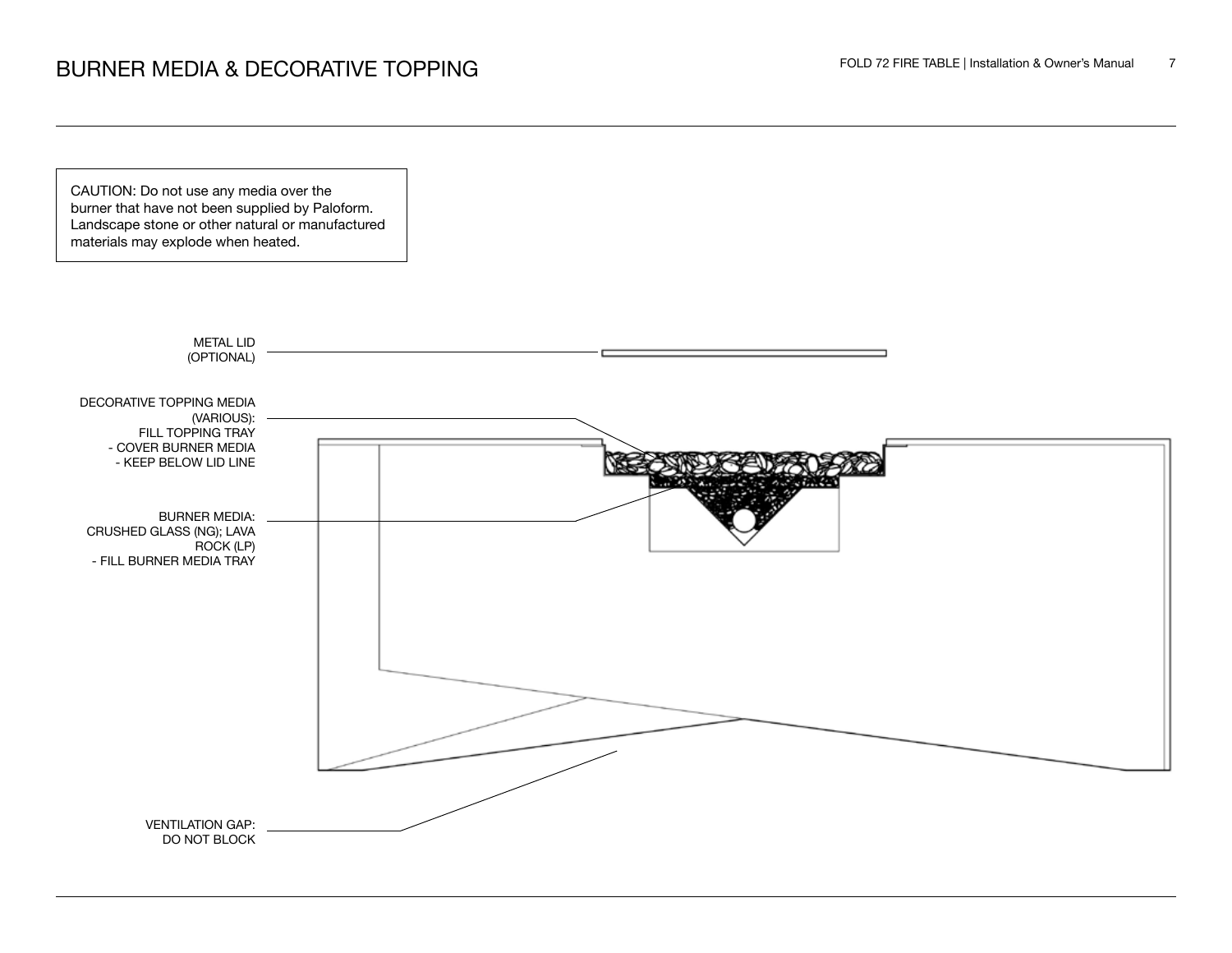# BURNER MEDIA & DECORATIVE TOPPING

CAUTION: Do not use any media over the burner that have not been supplied by Paloform. Landscape stone or other natural or manufactured materials may explode when heated.

METAL LID (OPTIONAL)

DECORATIVE TOPPING MEDIA (VARIOUS): FILL TOPPING TRAY
- COVER BURNER MEDIA
- KEEP BELOW LID LINE

BURNER MEDIA: CRUSHED GLASS (NG); LAVA ROCK (LP)
- FILL BURNER MEDIA TRAY

VENTILATION GAP: DO NOT BLOCK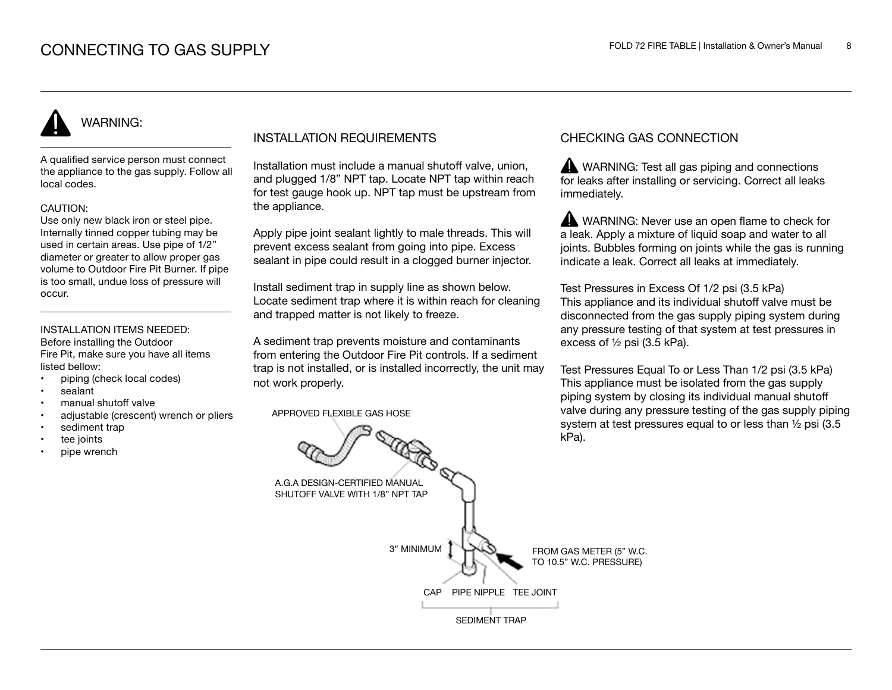// CONNECTING TO GAS SUPPLY

## WARNING:

A qualified service person must connect the appliance to the gas supply. Follow all local codes.

CAUTION:
Use only new black iron or steel pipe. Internally tinned copper tubing may be used in certain areas. Use pipe of 1/2" diameter or greater to allow proper gas volume to Outdoor Fire Pit Burner. If pipe is too small, undue loss of pressure will occur.

INSTALLATION ITEMS NEEDED:
Before installing the Outdoor Fire Pit, make sure you have all items listed bellow:

- piping (check local codes)
- sealant
- manual shutoff valve
- adjustable (crescent) wrench or pliers
- sediment trap
- tee joints
- pipe wrench

## INSTALLATION REQUIREMENTS

Installation must include a manual shutoff valve, union, and plugged 1/8" NPT tap. Locate NPT tap within reach for test gauge hook up. NPT tap must be upstream from the appliance.

Apply pipe joint sealant lightly to male threads. This will prevent excess sealant from going into pipe. Excess sealant in pipe could result in a clogged burner injector.

Install sediment trap in supply line as shown below. Locate sediment trap where it is within reach for cleaning and trapped matter is not likely to freeze.

A sediment trap prevents moisture and contaminants from entering the Outdoor Fire Pit controls. If a sediment trap is not installed, or is installed incorrectly, the unit may not work properly.

APPROVED FLEXIBLE GAS HOSE

A.G.A DESIGN-CERTIFIED MANUAL SHUTOFF VALVE WITH 1/8" NPT TAP

3" MINIMUM

FROM GAS METER (5" W.C. TO 10.5" W.C. PRESSURE)

CAP PIPE NIPPLE TEE JOINT

SEDIMENT TRAP

## CHECKING GAS CONNECTION

WARNING: Test all gas piping and connections for leaks after installing or servicing. Correct all leaks immediately.

WARNING: Never use an open flame to check for a leak. Apply a mixture of liquid soap and water to all joints. Bubbles forming on joints while the gas is running indicate a leak. Correct all leaks at immediately.

Test Pressures in Excess Of 1/2 psi (3.5 kPa)
This appliance and its individual shutoff valve must be disconnected from the gas supply piping system during any pressure testing of that system at test pressures in excess of ½ psi (3.5 kPa).

Test Pressures Equal To or Less Than 1/2 psi (3.5 kPa)
This appliance must be isolated from the gas supply piping system by closing its individual manual shutoff valve during any pressure testing of the gas supply piping system at test pressures equal to or less than ½ psi (3.5 kPa).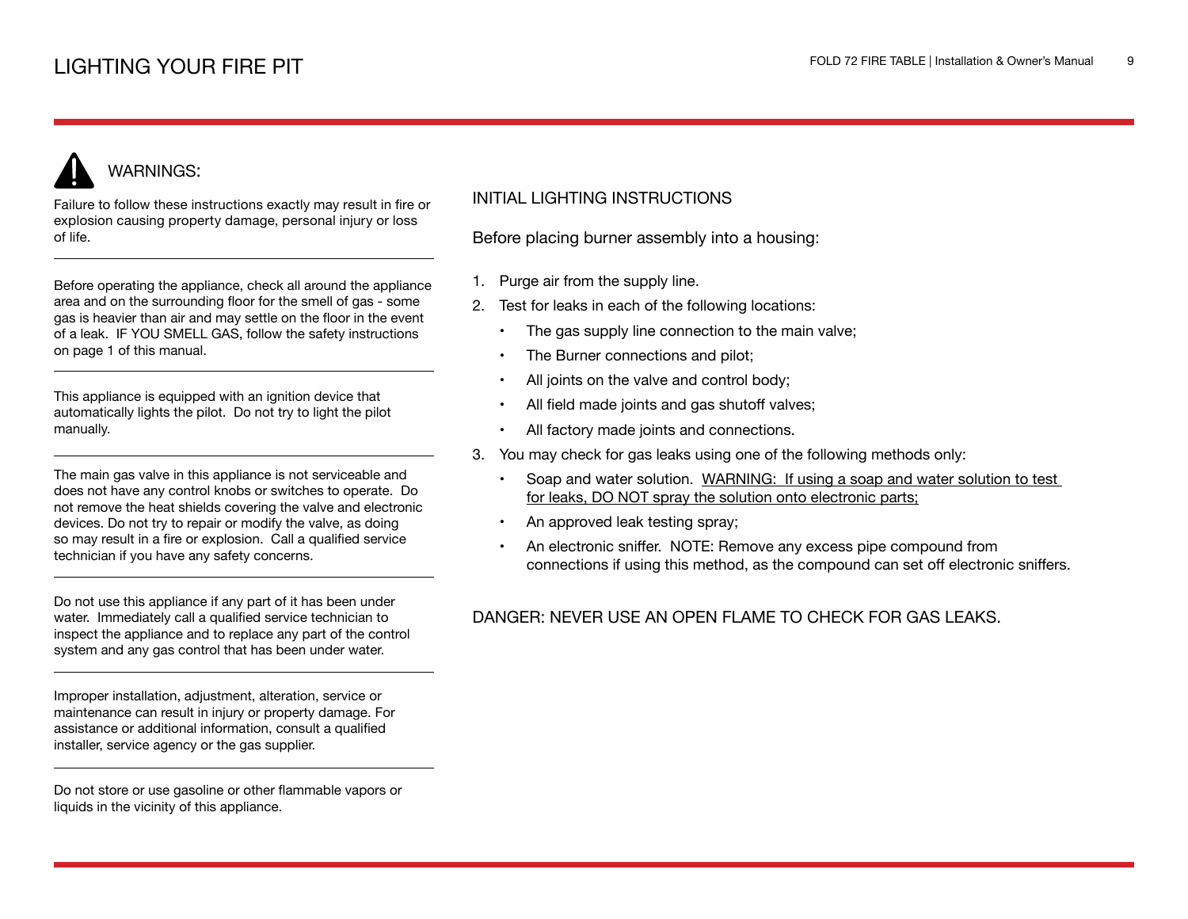# LIGHTING YOUR FIRE PIT

## WARNINGS:

Failure to follow these instructions exactly may result in fire or explosion causing property damage, personal injury or loss of life.

---

Before operating the appliance, check all around the appliance area and on the surrounding floor for the smell of gas - some gas is heavier than air and may settle on the floor in the event of a leak. IF YOU SMELL GAS, follow the safety instructions on page 1 of this manual.

---

This appliance is equipped with an ignition device that automatically lights the pilot. Do not try to light the pilot manually.

---

The main gas valve in this appliance is not serviceable and does not have any control knobs or switches to operate. Do not remove the heat shields covering the valve and electronic devices. Do not try to repair or modify the valve, as doing so may result in a fire or explosion. Call a qualified service technician if you have any safety concerns.

---

Do not use this appliance if any part of it has been under water. Immediately call a qualified service technician to inspect the appliance and to replace any part of the control system and any gas control that has been under water.

---

Improper installation, adjustment, alteration, service or maintenance can result in injury or property damage. For assistance or additional information, consult a qualified installer, service agency or the gas supplier.

---

Do not store or use gasoline or other flammable vapors or liquids in the vicinity of this appliance.

## INITIAL LIGHTING INSTRUCTIONS

Before placing burner assembly into a housing:

1. Purge air from the supply line.
2. Test for leaks in each of the following locations:
   - The gas supply line connection to the main valve;
   - The Burner connections and pilot;
   - All joints on the valve and control body;
   - All field made joints and gas shutoff valves;
   - All factory made joints and connections.
3. You may check for gas leaks using one of the following methods only:
   - Soap and water solution. <u>WARNING: If using a soap and water solution to test for leaks, DO NOT spray the solution onto electronic parts;</u>
   - An approved leak testing spray;
   - An electronic sniffer. NOTE: Remove any excess pipe compound from connections if using this method, as the compound can set off electronic sniffers.

DANGER: NEVER USE AN OPEN FLAME TO CHECK FOR GAS LEAKS.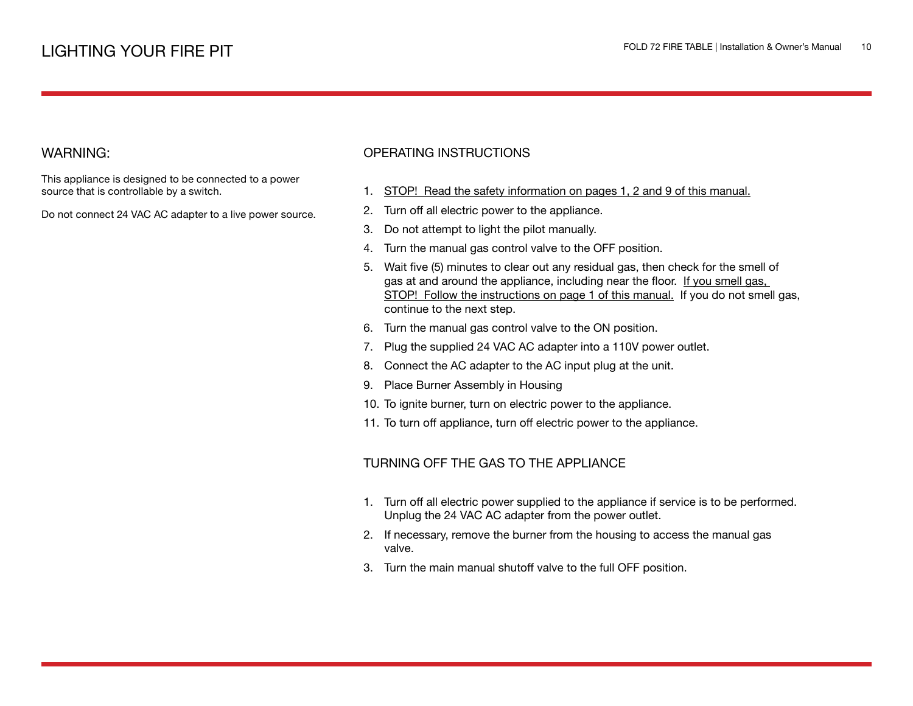# LIGHTING YOUR FIRE PIT

## WARNING:

This appliance is designed to be connected to a power source that is controllable by a switch.

Do not connect 24 VAC AC adapter to a live power source.

## OPERATING INSTRUCTIONS

1. STOP! Read the safety information on pages 1, 2 and 9 of this manual.
2. Turn off all electric power to the appliance.
3. Do not attempt to light the pilot manually.
4. Turn the manual gas control valve to the OFF position.
5. Wait five (5) minutes to clear out any residual gas, then check for the smell of gas at and around the appliance, including near the floor. If you smell gas, STOP! Follow the instructions on page 1 of this manual. If you do not smell gas, continue to the next step.
6. Turn the manual gas control valve to the ON position.
7. Plug the supplied 24 VAC AC adapter into a 110V power outlet.
8. Connect the AC adapter to the AC input plug at the unit.
9. Place Burner Assembly in Housing
10. To ignite burner, turn on electric power to the appliance.
11. To turn off appliance, turn off electric power to the appliance.

## TURNING OFF THE GAS TO THE APPLIANCE

1. Turn off all electric power supplied to the appliance if service is to be performed. Unplug the 24 VAC AC adapter from the power outlet.
2. If necessary, remove the burner from the housing to access the manual gas valve.
3. Turn the main manual shutoff valve to the full OFF position.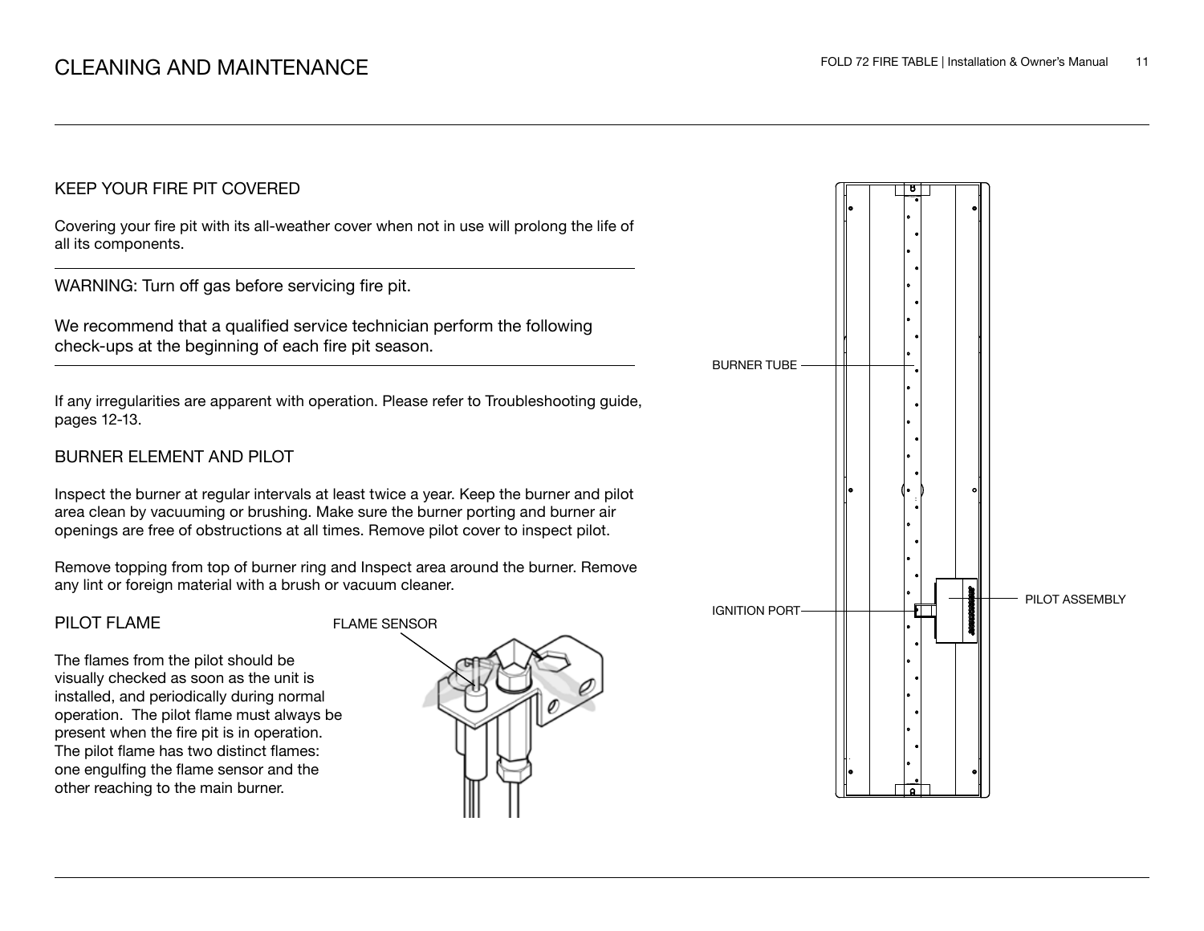# CLEANING AND MAINTENANCE

## KEEP YOUR FIRE PIT COVERED

Covering your fire pit with its all-weather cover when not in use will prolong the life of all its components.

---

WARNING: Turn off gas before servicing fire pit.

We recommend that a qualified service technician perform the following check-ups at the beginning of each fire pit season.

---

If any irregularities are apparent with operation. Please refer to Troubleshooting guide, pages 12-13.

## BURNER ELEMENT AND PILOT

Inspect the burner at regular intervals at least twice a year. Keep the burner and pilot area clean by vacuuming or brushing. Make sure the burner porting and burner air openings are free of obstructions at all times. Remove pilot cover to inspect pilot.

Remove topping from top of burner ring and Inspect area around the burner. Remove any lint or foreign material with a brush or vacuum cleaner.

## PILOT FLAME

The flames from the pilot should be visually checked as soon as the unit is installed, and periodically during normal operation. The pilot flame must always be present when the fire pit is in operation. The pilot flame has two distinct flames: one engulfing the flame sensor and the other reaching to the main burner.

FLAME SENSOR

BURNER TUBE

IGNITION PORT

PILOT ASSEMBLY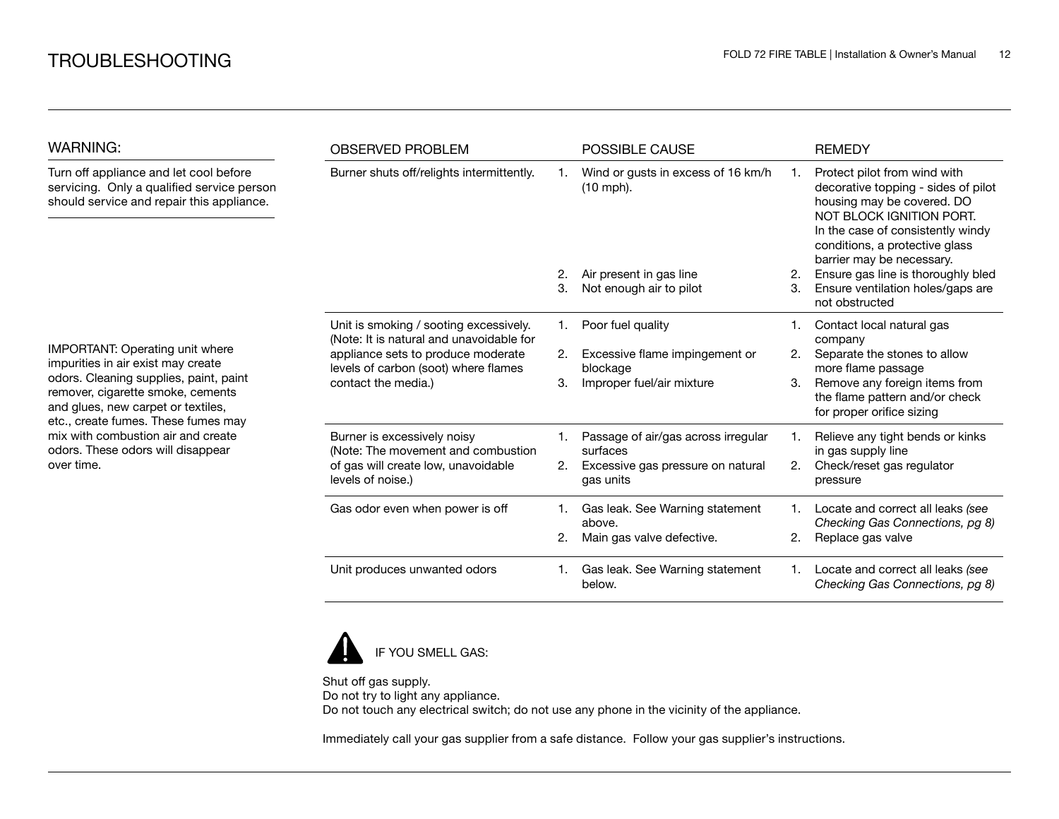# TROUBLESHOOTING

## WARNING:

Turn off appliance and let cool before servicing. Only a qualified service person should service and repair this appliance.

IMPORTANT: Operating unit where impurities in air exist may create odors. Cleaning supplies, paint, paint remover, cigarette smoke, cements and glues, new carpet or textiles, etc., create fumes. These fumes may mix with combustion air and create odors. These odors will disappear over time.

| OBSERVED PROBLEM | POSSIBLE CAUSE | REMEDY |
|---|---|---|
| Burner shuts off/relights intermittently. | 1. Wind or gusts in excess of 16 km/h (10 mph).<br>2. Air present in gas line<br>3. Not enough air to pilot | 1. Protect pilot from wind with decorative topping - sides of pilot housing may be covered. DO NOT BLOCK IGNITION PORT. In the case of consistently windy conditions, a protective glass barrier may be necessary.<br>2. Ensure gas line is thoroughly bled<br>3. Ensure ventilation holes/gaps are not obstructed |
| Unit is smoking / sooting excessively. (Note: It is natural and unavoidable for appliance sets to produce moderate levels of carbon (soot) where flames contact the media.) | 1. Poor fuel quality<br>2. Excessive flame impingement or blockage<br>3. Improper fuel/air mixture | 1. Contact local natural gas company<br>2. Separate the stones to allow more flame passage<br>3. Remove any foreign items from the flame pattern and/or check for proper orifice sizing |
| Burner is excessively noisy (Note: The movement and combustion of gas will create low, unavoidable levels of noise.) | 1. Passage of air/gas across irregular surfaces<br>2. Excessive gas pressure on natural gas units | 1. Relieve any tight bends or kinks in gas supply line<br>2. Check/reset gas regulator pressure |
| Gas odor even when power is off | 1. Gas leak. See Warning statement above.<br>2. Main gas valve defective. | 1. Locate and correct all leaks *(see Checking Gas Connections, pg 8)*<br>2. Replace gas valve |
| Unit produces unwanted odors | 1. Gas leak. See Warning statement below. | 1. Locate and correct all leaks *(see Checking Gas Connections, pg 8)* |

⚠ IF YOU SMELL GAS:

Shut off gas supply.
Do not try to light any appliance.
Do not touch any electrical switch; do not use any phone in the vicinity of the appliance.

Immediately call your gas supplier from a safe distance. Follow your gas supplier's instructions.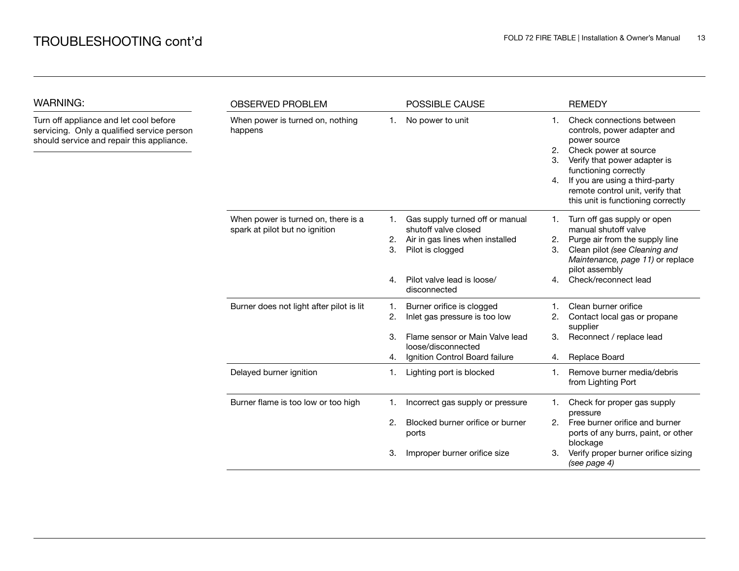# TROUBLESHOOTING cont'd

## WARNING:

Turn off appliance and let cool before servicing. Only a qualified service person should service and repair this appliance.

| OBSERVED PROBLEM | POSSIBLE CAUSE | REMEDY |
|---|---|---|
| When power is turned on, nothing happens | 1. No power to unit | 1. Check connections between controls, power adapter and power source<br>2. Check power at source<br>3. Verify that power adapter is functioning correctly<br>4. If you are using a third-party remote control unit, verify that this unit is functioning correctly |
| When power is turned on, there is a spark at pilot but no ignition | 1. Gas supply turned off or manual shutoff valve closed<br>2. Air in gas lines when installed<br>3. Pilot is clogged<br>4. Pilot valve lead is loose/disconnected | 1. Turn off gas supply or open manual shutoff valve<br>2. Purge air from the supply line<br>3. Clean pilot *(see Cleaning and Maintenance, page 11)* or replace pilot assembly<br>4. Check/reconnect lead |
| Burner does not light after pilot is lit | 1. Burner orifice is clogged<br>2. Inlet gas pressure is too low<br>3. Flame sensor or Main Valve lead loose/disconnected<br>4. Ignition Control Board failure | 1. Clean burner orifice<br>2. Contact local gas or propane supplier<br>3. Reconnect / replace lead<br>4. Replace Board |
| Delayed burner ignition | 1. Lighting port is blocked | 1. Remove burner media/debris from Lighting Port |
| Burner flame is too low or too high | 1. Incorrect gas supply or pressure<br>2. Blocked burner orifice or burner ports<br>3. Improper burner orifice size | 1. Check for proper gas supply pressure<br>2. Free burner orifice and burner ports of any burrs, paint, or other blockage<br>3. Verify proper burner orifice sizing *(see page 4)* |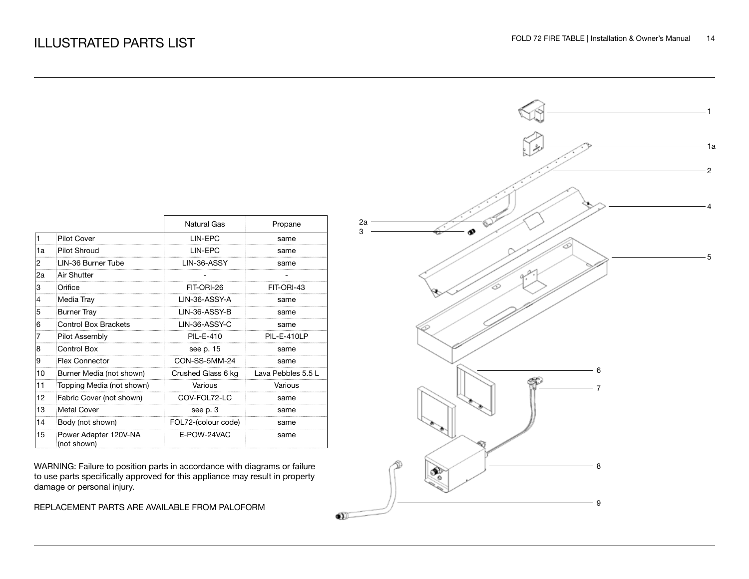# ILLUSTRATED PARTS LIST

| | | Natural Gas | Propane |
|---|---|---|---|
| 1 | Pilot Cover | LIN-EPC | same |
| 1a | Pilot Shroud | LIN-EPC | same |
| 2 | LIN-36 Burner Tube | LIN-36-ASSY | same |
| 2a | Air Shutter | - | - |
| 3 | Orifice | FIT-ORI-26 | FIT-ORI-43 |
| 4 | Media Tray | LIN-36-ASSY-A | same |
| 5 | Burner Tray | LIN-36-ASSY-B | same |
| 6 | Control Box Brackets | LIN-36-ASSY-C | same |
| 7 | Pilot Assembly | PIL-E-410 | PIL-E-410LP |
| 8 | Control Box | see p. 15 | same |
| 9 | Flex Connector | CON-SS-5MM-24 | same |
| 10 | Burner Media (not shown) | Crushed Glass 6 kg | Lava Pebbles 5.5 L |
| 11 | Topping Media (not shown) | Various | Various |
| 12 | Fabric Cover (not shown) | COV-FOL72-LC | same |
| 13 | Metal Cover | see p. 3 | same |
| 14 | Body (not shown) | FOL72-(colour code) | same |
| 15 | Power Adapter 120V-NA (not shown) | E-POW-24VAC | same |

WARNING: Failure to position parts in accordance with diagrams or failure to use parts specifically approved for this appliance may result in property damage or personal injury.

REPLACEMENT PARTS ARE AVAILABLE FROM PALOFORM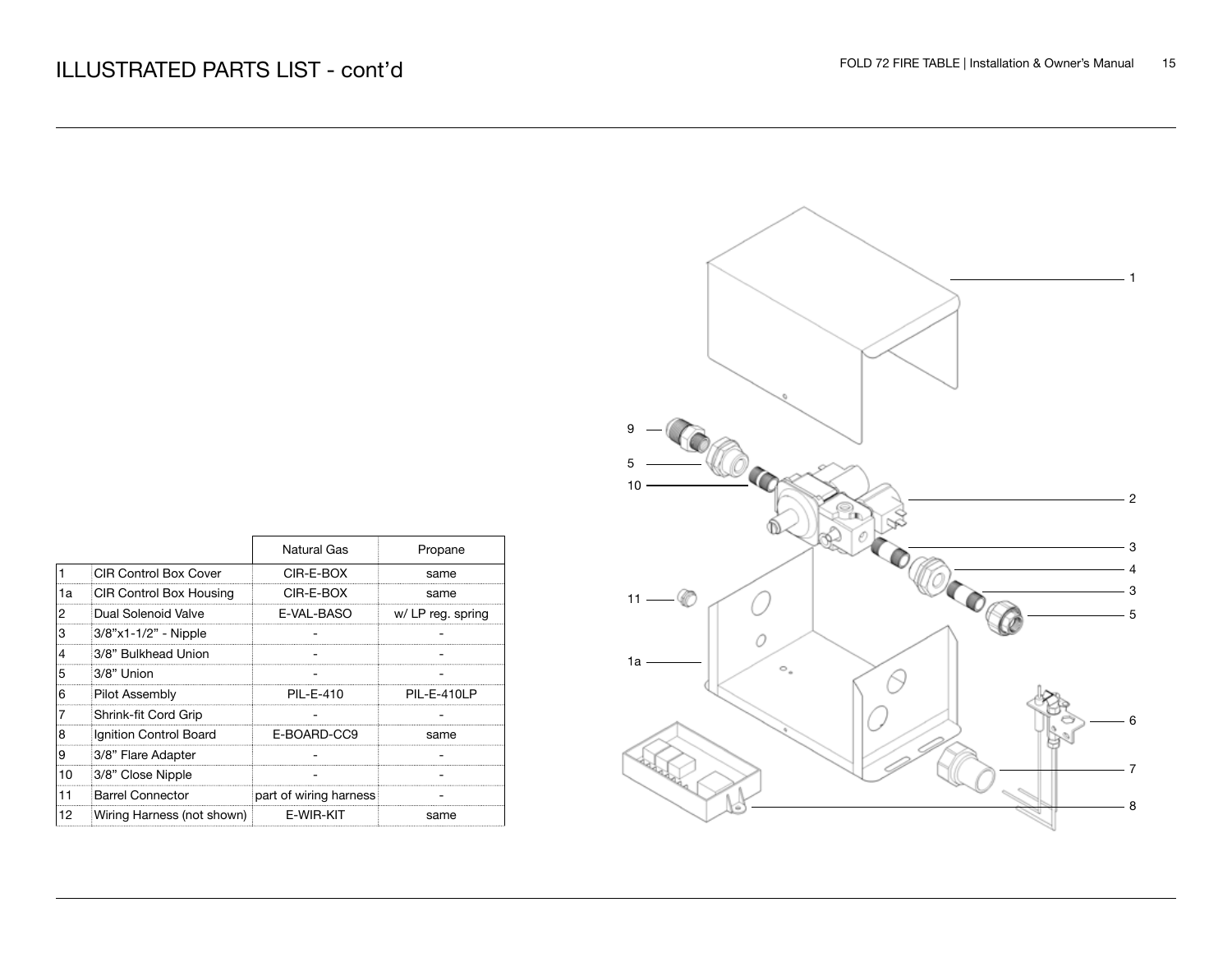# ILLUSTRATED PARTS LIST - cont'd

| | | Natural Gas | Propane |
|---|---|---|---|
| 1 | CIR Control Box Cover | CIR-E-BOX | same |
| 1a | CIR Control Box Housing | CIR-E-BOX | same |
| 2 | Dual Solenoid Valve | E-VAL-BASO | w/ LP reg. spring |
| 3 | 3/8"x1-1/2" - Nipple | - | - |
| 4 | 3/8" Bulkhead Union | - | - |
| 5 | 3/8" Union | - | - |
| 6 | Pilot Assembly | PIL-E-410 | PIL-E-410LP |
| 7 | Shrink-fit Cord Grip | - | - |
| 8 | Ignition Control Board | E-BOARD-CC9 | same |
| 9 | 3/8" Flare Adapter | - | - |
| 10 | 3/8" Close Nipple | - | - |
| 11 | Barrel Connector | part of wiring harness | - |
| 12 | Wiring Harness (not shown) | E-WIR-KIT | same |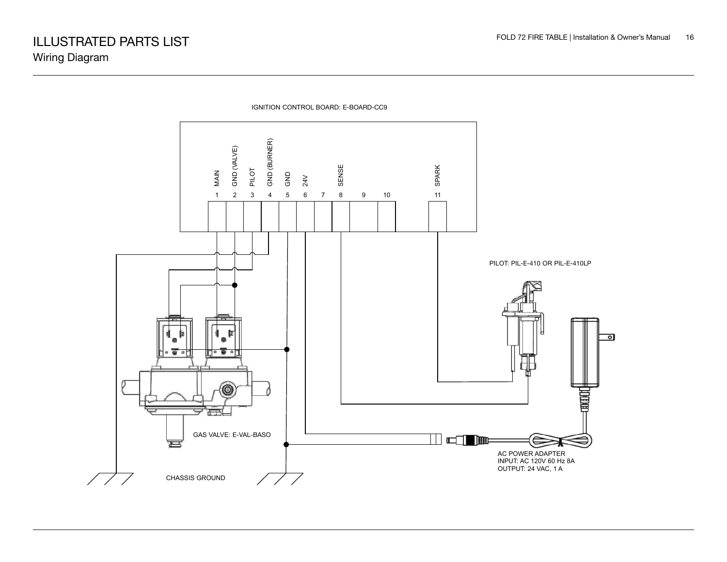# ILLUSTRATED PARTS LIST

## Wiring Diagram

IGNITION CONTROL BOARD: E-BOARD-CC9

| 1 | 2 | 3 | 4 | 5 | 6 | 7 | 8 | 9 | 10 | 11 |
|---|---|---|---|---|---|---|---|---|---|---|
| MAIN | GND (VALVE) | PILOT | GND (BURNER) | GND | 24V | | SENSE | | | SPARK |

PILOT: PIL-E-410 OR PIL-E-410LP

GAS VALVE: E-VAL-BASO

AC POWER ADAPTER
INPUT: AC 120V 60 Hz 8A
OUTPUT: 24 VAC, 1 A

CHASSIS GROUND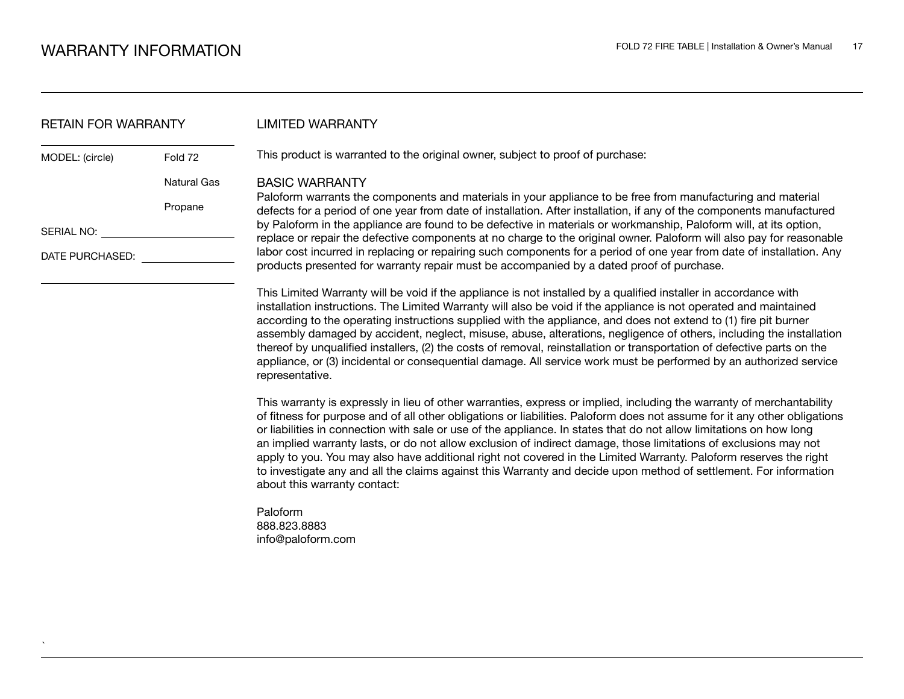# WARRANTY INFORMATION

## RETAIN FOR WARRANTY

| | |
|---|---|
| MODEL: (circle) | Fold 72 |
| | Natural Gas |
| | Propane |
| SERIAL NO: | |
| DATE PURCHASED: | |

## LIMITED WARRANTY

This product is warranted to the original owner, subject to proof of purchase:

### BASIC WARRANTY

Paloform warrants the components and materials in your appliance to be free from manufacturing and material defects for a period of one year from date of installation. After installation, if any of the components manufactured by Paloform in the appliance are found to be defective in materials or workmanship, Paloform will, at its option, replace or repair the defective components at no charge to the original owner. Paloform will also pay for reasonable labor cost incurred in replacing or repairing such components for a period of one year from date of installation. Any products presented for warranty repair must be accompanied by a dated proof of purchase.

This Limited Warranty will be void if the appliance is not installed by a qualified installer in accordance with installation instructions. The Limited Warranty will also be void if the appliance is not operated and maintained according to the operating instructions supplied with the appliance, and does not extend to (1) fire pit burner assembly damaged by accident, neglect, misuse, abuse, alterations, negligence of others, including the installation thereof by unqualified installers, (2) the costs of removal, reinstallation or transportation of defective parts on the appliance, or (3) incidental or consequential damage. All service work must be performed by an authorized service representative.

This warranty is expressly in lieu of other warranties, express or implied, including the warranty of merchantability of fitness for purpose and of all other obligations or liabilities. Paloform does not assume for it any other obligations or liabilities in connection with sale or use of the appliance. In states that do not allow limitations on how long an implied warranty lasts, or do not allow exclusion of indirect damage, those limitations of exclusions may not apply to you. You may also have additional right not covered in the Limited Warranty. Paloform reserves the right to investigate any and all the claims against this Warranty and decide upon method of settlement. For information about this warranty contact:

Paloform
888.823.8883
info@paloform.com